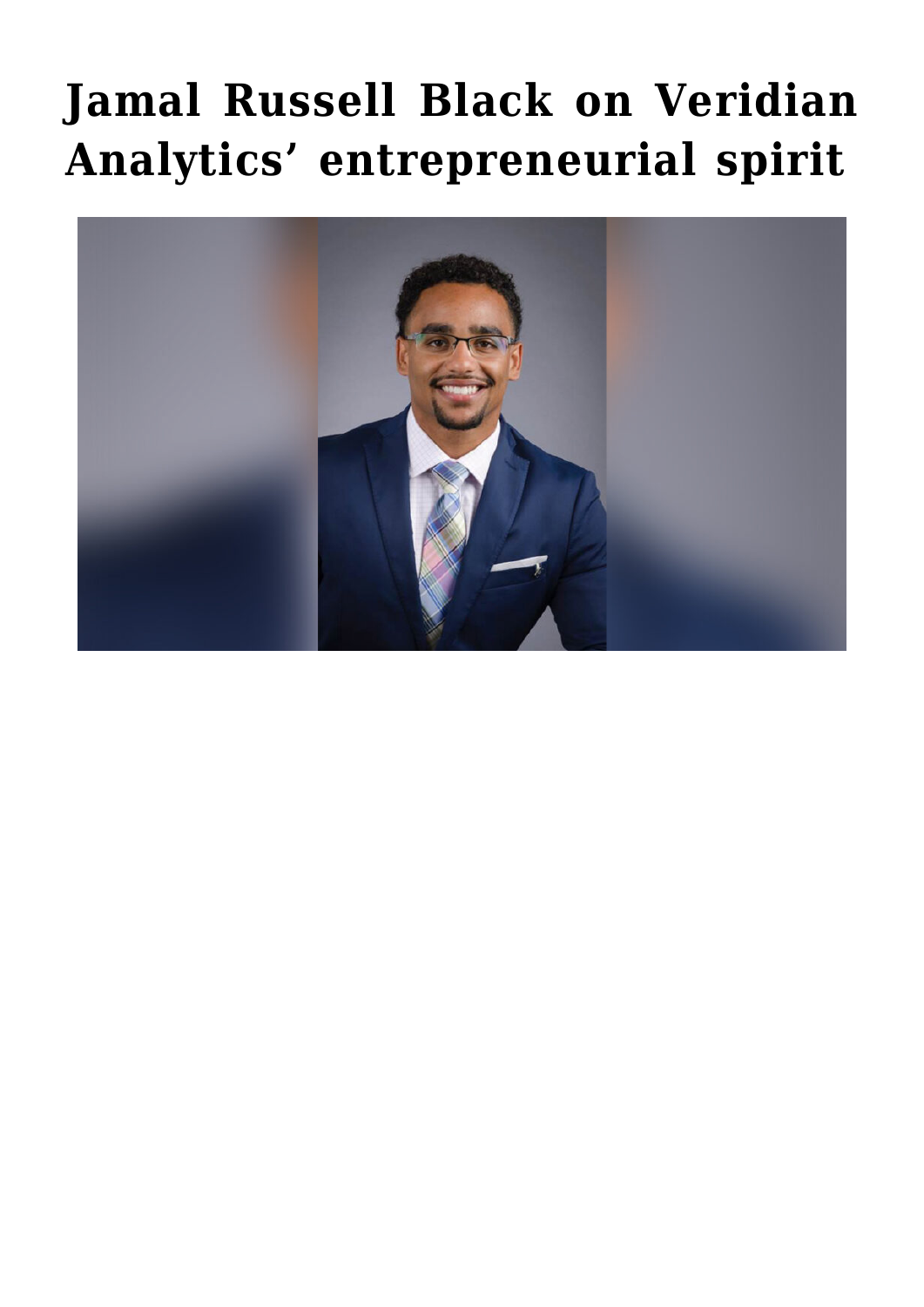# Jamal Russell Black on Veridian Analytics' entrepreneurial spirit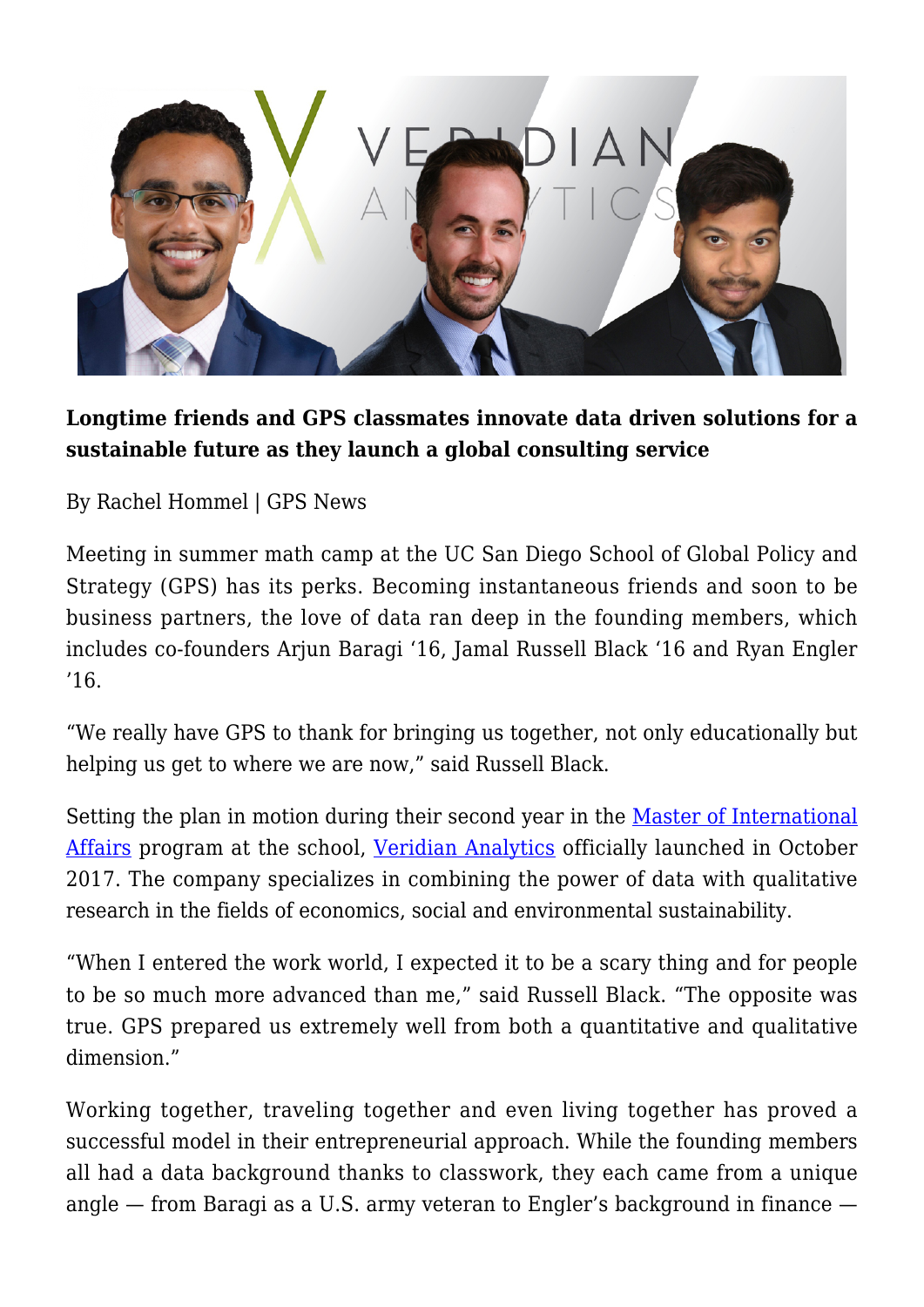**Longtime friends and GPS classmates innovate data driven solutions for a sustainable future as they launch a global consulting service**

By Rachel Hommel | GPS News

Meeting in summer math camp at the UC San Diego School of Global Policy and Strategy (GPS) has its perks. Becoming instantaneous friends and soon to be business partners, the love of data ran deep in the founding members, which includes co-founders Arjun Baragi '16, Jamal Russell Black '16 and Ryan Engler '16.

"We really have GPS to thank for bringing us together, not only educationally but helping us get to where we are now," said Russell Black.

Setting the plan in motion during their second year in the Master of International Affairs program at the school, Veridian Analytics officially launched in October 2017. The company specializes in combining the power of data with qualitative research in the fields of economics, social and environmental sustainability.

"When I entered the work world, I expected it to be a scary thing and for people to be so much more advanced than me," said Russell Black. "The opposite was true. GPS prepared us extremely well from both a quantitative and qualitative dimension."

Working together, traveling together and even living together has proved a successful model in their entrepreneurial approach. While the founding members all had a data background thanks to classwork, they each came from a unique angle — from Baragi as a U.S. army veteran to Engler's background in finance —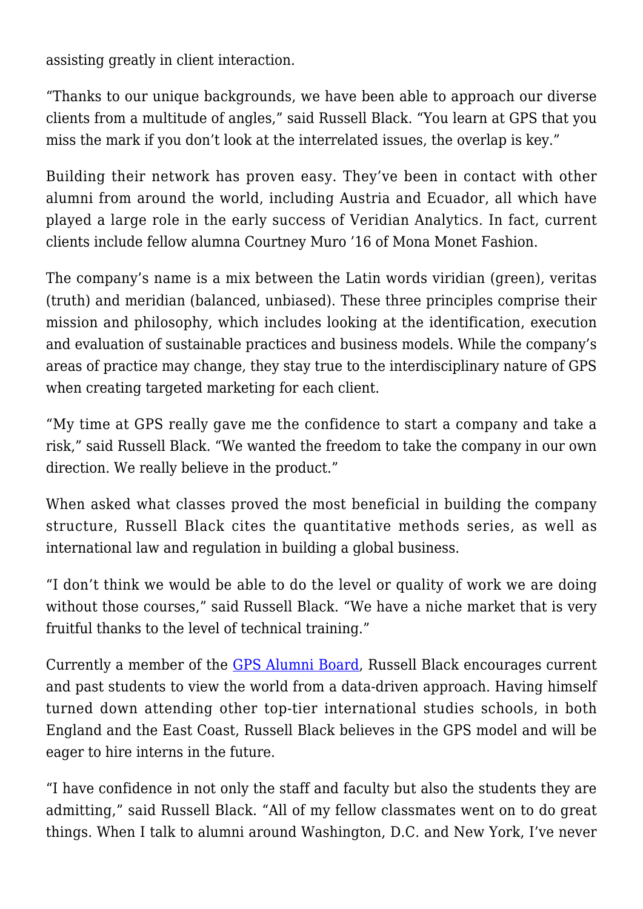assisting greatly in client interaction.

"Thanks to our unique backgrounds, we have been able to approach our diverse clients from a multitude of angles," said Russell Black. "You learn at GPS that you miss the mark if you don't look at the interrelated issues, the overlap is key."

Building their network has proven easy. They've been in contact with other alumni from around the world, including Austria and Ecuador, all which have played a large role in the early success of Veridian Analytics. In fact, current clients include fellow alumna Courtney Muro '16 of Mona Monet Fashion.

The company's name is a mix between the Latin words viridian (green), veritas (truth) and meridian (balanced, unbiased). These three principles comprise their mission and philosophy, which includes looking at the identification, execution and evaluation of sustainable practices and business models. While the company's areas of practice may change, they stay true to the interdisciplinary nature of GPS when creating targeted marketing for each client.

"My time at GPS really gave me the confidence to start a company and take a risk," said Russell Black. "We wanted the freedom to take the company in our own direction. We really believe in the product."

When asked what classes proved the most beneficial in building the company structure, Russell Black cites the quantitative methods series, as well as international law and regulation in building a global business.

"I don't think we would be able to do the level or quality of work we are doing without those courses," said Russell Black. "We have a niche market that is very fruitful thanks to the level of technical training."

Currently a member of the [GPS Alumni Board](), Russell Black encourages current and past students to view the world from a data-driven approach. Having himself turned down attending other top-tier international studies schools, in both England and the East Coast, Russell Black believes in the GPS model and will be eager to hire interns in the future.

"I have confidence in not only the staff and faculty but also the students they are admitting," said Russell Black. "All of my fellow classmates went on to do great things. When I talk to alumni around Washington, D.C. and New York, I've never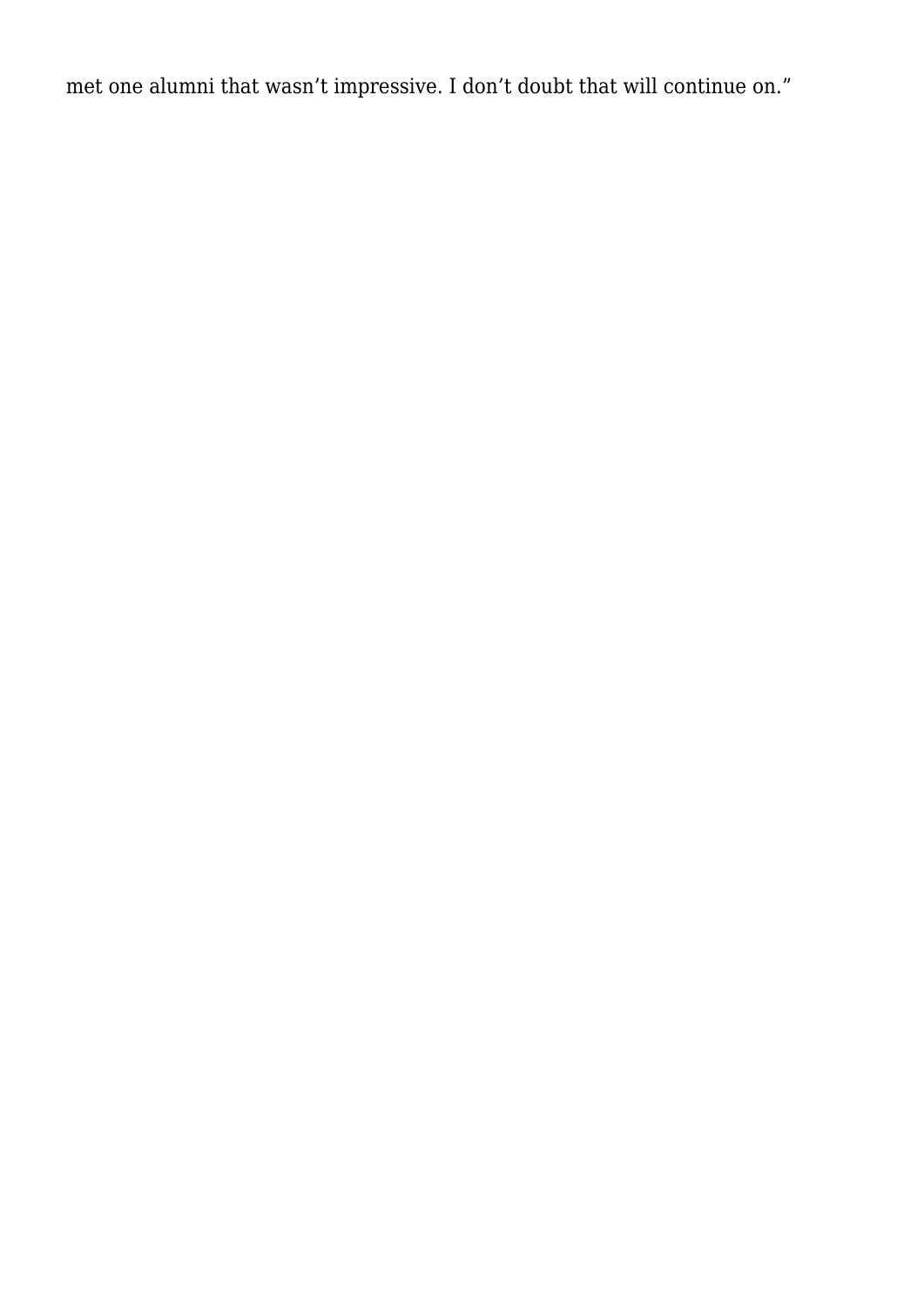met one alumni that wasn’t impressive. I don’t doubt that will continue on.”